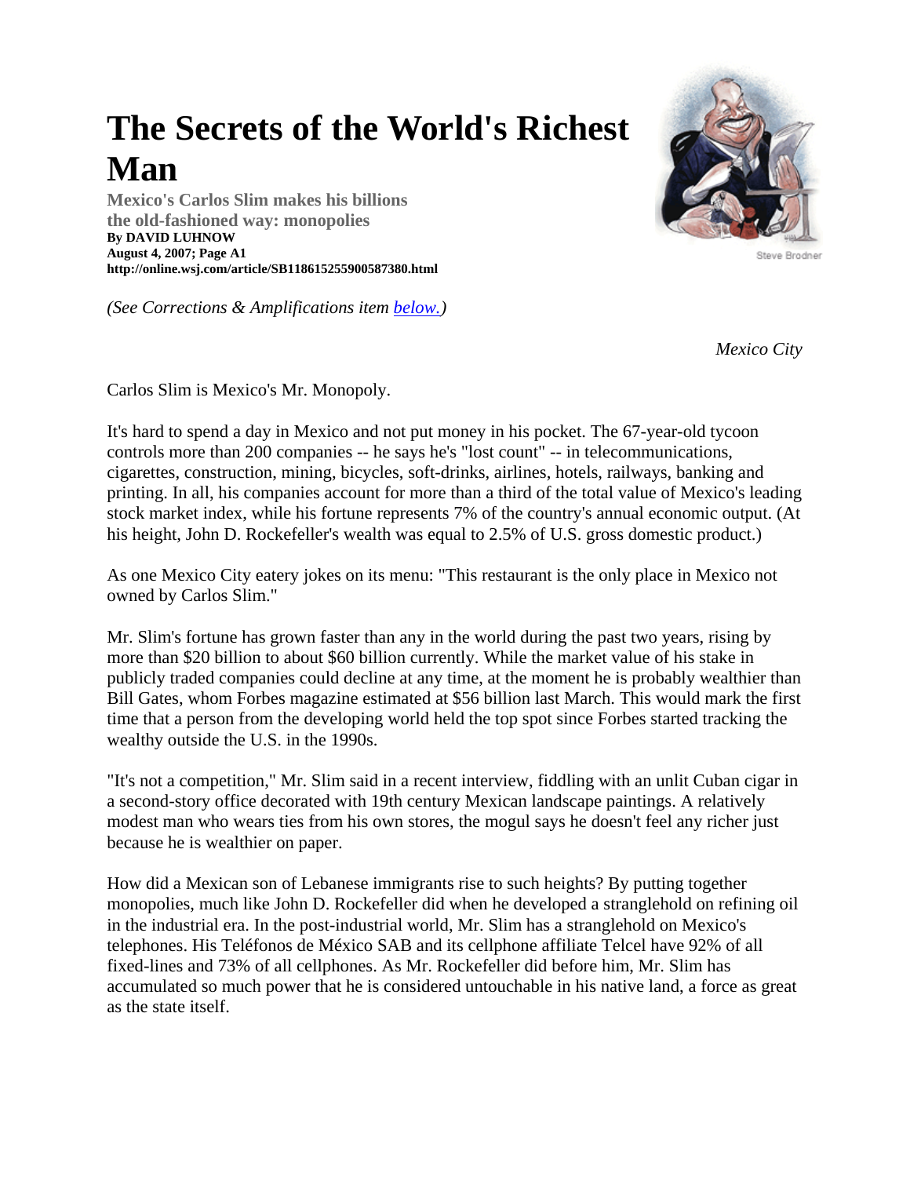# The Secrets of the World's Richest Man

**Mexico's Carlos Slim makes his billions the old-fashioned way: monopolies**

**By DAVID LUHNOW**
**August 4, 2007; Page A1**
**http://online.wsj.com/article/SB118615255900587380.html**

*(See Corrections & Amplifications item below.)*

Steve Brodner

*Mexico City*

Carlos Slim is Mexico's Mr. Monopoly.

It's hard to spend a day in Mexico and not put money in his pocket. The 67-year-old tycoon controls more than 200 companies -- he says he's "lost count" -- in telecommunications, cigarettes, construction, mining, bicycles, soft-drinks, airlines, hotels, railways, banking and printing. In all, his companies account for more than a third of the total value of Mexico's leading stock market index, while his fortune represents 7% of the country's annual economic output. (At his height, John D. Rockefeller's wealth was equal to 2.5% of U.S. gross domestic product.)

As one Mexico City eatery jokes on its menu: "This restaurant is the only place in Mexico not owned by Carlos Slim."

Mr. Slim's fortune has grown faster than any in the world during the past two years, rising by more than $20 billion to about $60 billion currently. While the market value of his stake in publicly traded companies could decline at any time, at the moment he is probably wealthier than Bill Gates, whom Forbes magazine estimated at $56 billion last March. This would mark the first time that a person from the developing world held the top spot since Forbes started tracking the wealthy outside the U.S. in the 1990s.

"It's not a competition," Mr. Slim said in a recent interview, fiddling with an unlit Cuban cigar in a second-story office decorated with 19th century Mexican landscape paintings. A relatively modest man who wears ties from his own stores, the mogul says he doesn't feel any richer just because he is wealthier on paper.

How did a Mexican son of Lebanese immigrants rise to such heights? By putting together monopolies, much like John D. Rockefeller did when he developed a stranglehold on refining oil in the industrial era. In the post-industrial world, Mr. Slim has a stranglehold on Mexico's telephones. His Teléfonos de México SAB and its cellphone affiliate Telcel have 92% of all fixed-lines and 73% of all cellphones. As Mr. Rockefeller did before him, Mr. Slim has accumulated so much power that he is considered untouchable in his native land, a force as great as the state itself.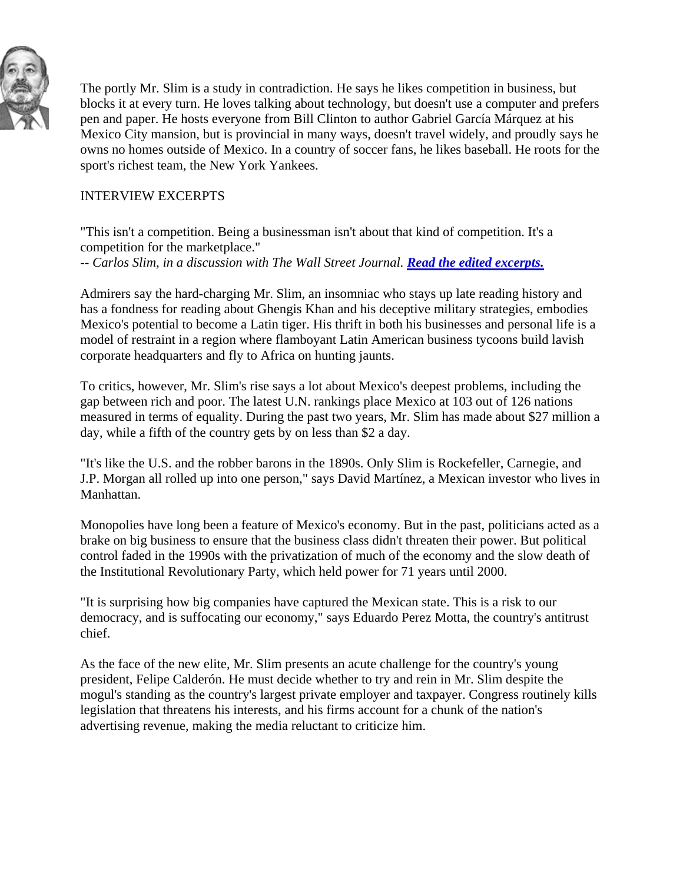The portly Mr. Slim is a study in contradiction. He says he likes competition in business, but blocks it at every turn. He loves talking about technology, but doesn't use a computer and prefers pen and paper. He hosts everyone from Bill Clinton to author Gabriel García Márquez at his Mexico City mansion, but is provincial in many ways, doesn't travel widely, and proudly says he owns no homes outside of Mexico. In a country of soccer fans, he likes baseball. He roots for the sport's richest team, the New York Yankees.

INTERVIEW EXCERPTS

"This isn't a competition. Being a businessman isn't about that kind of competition. It's a competition for the marketplace."
*-- Carlos Slim, in a discussion with The Wall Street Journal.* ***Read the edited excerpts.***

Admirers say the hard-charging Mr. Slim, an insomniac who stays up late reading history and has a fondness for reading about Ghengis Khan and his deceptive military strategies, embodies Mexico's potential to become a Latin tiger. His thrift in both his businesses and personal life is a model of restraint in a region where flamboyant Latin American business tycoons build lavish corporate headquarters and fly to Africa on hunting jaunts.

To critics, however, Mr. Slim's rise says a lot about Mexico's deepest problems, including the gap between rich and poor. The latest U.N. rankings place Mexico at 103 out of 126 nations measured in terms of equality. During the past two years, Mr. Slim has made about $27 million a day, while a fifth of the country gets by on less than $2 a day.

"It's like the U.S. and the robber barons in the 1890s. Only Slim is Rockefeller, Carnegie, and J.P. Morgan all rolled up into one person," says David Martínez, a Mexican investor who lives in Manhattan.

Monopolies have long been a feature of Mexico's economy. But in the past, politicians acted as a brake on big business to ensure that the business class didn't threaten their power. But political control faded in the 1990s with the privatization of much of the economy and the slow death of the Institutional Revolutionary Party, which held power for 71 years until 2000.

"It is surprising how big companies have captured the Mexican state. This is a risk to our democracy, and is suffocating our economy," says Eduardo Perez Motta, the country's antitrust chief.

As the face of the new elite, Mr. Slim presents an acute challenge for the country's young president, Felipe Calderón. He must decide whether to try and rein in Mr. Slim despite the mogul's standing as the country's largest private employer and taxpayer. Congress routinely kills legislation that threatens his interests, and his firms account for a chunk of the nation's advertising revenue, making the media reluctant to criticize him.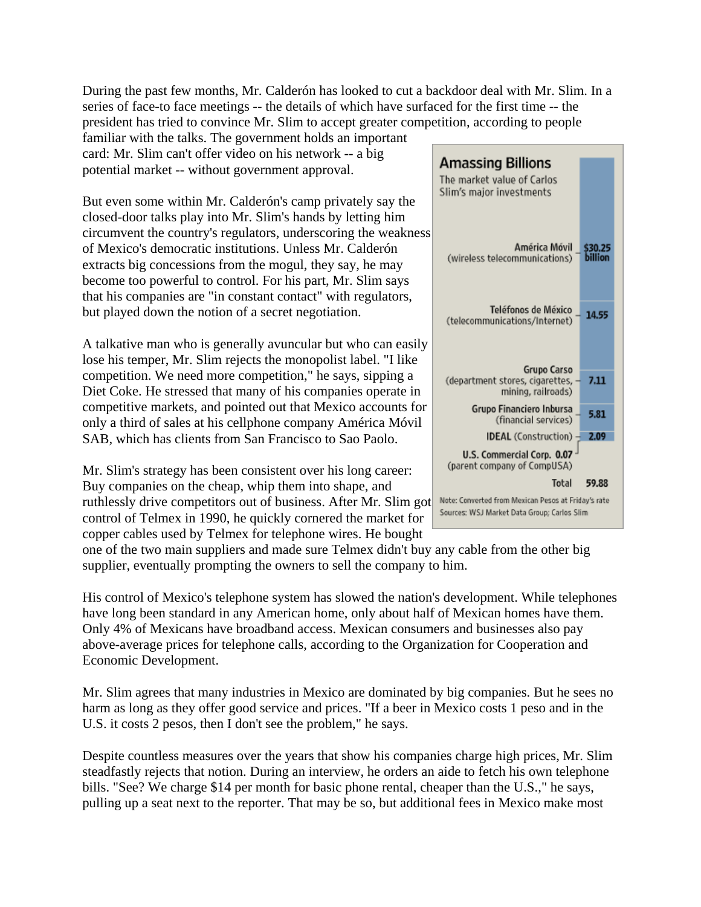During the past few months, Mr. Calderón has looked to cut a backdoor deal with Mr. Slim. In a series of face-to face meetings -- the details of which have surfaced for the first time -- the president has tried to convince Mr. Slim to accept greater competition, according to people familiar with the talks. The government holds an important card: Mr. Slim can't offer video on his network -- a big potential market -- without government approval.

But even some within Mr. Calderón's camp privately say the closed-door talks play into Mr. Slim's hands by letting him circumvent the country's regulators, underscoring the weakness of Mexico's democratic institutions. Unless Mr. Calderón extracts big concessions from the mogul, they say, he may become too powerful to control. For his part, Mr. Slim says that his companies are "in constant contact" with regulators, but played down the notion of a secret negotiation.

A talkative man who is generally avuncular but who can easily lose his temper, Mr. Slim rejects the monopolist label. "I like competition. We need more competition," he says, sipping a Diet Coke. He stressed that many of his companies operate in competitive markets, and pointed out that Mexico accounts for only a third of sales at his cellphone company América Móvil SAB, which has clients from San Francisco to Sao Paolo.

**Amassing Billions**

The market value of Carlos Slim's major investments

América Móvil (wireless telecommunications) $30.25 billion

Teléfonos de México (telecommunications/Internet) 14.55

Grupo Carso (department stores, cigarettes, mining, railroads) 7.11

Grupo Financiero Inbursa (financial services) 5.81

IDEAL (Construction) 2.09

U.S. Commercial Corp. 0.07 (parent company of CompUSA)

Total 59.88

Note: Converted from Mexican Pesos at Friday's rate

Sources: WSJ Market Data Group; Carlos Slim

Mr. Slim's strategy has been consistent over his long career: Buy companies on the cheap, whip them into shape, and ruthlessly drive competitors out of business. After Mr. Slim got control of Telmex in 1990, he quickly cornered the market for copper cables used by Telmex for telephone wires. He bought one of the two main suppliers and made sure Telmex didn't buy any cable from the other big supplier, eventually prompting the owners to sell the company to him.

His control of Mexico's telephone system has slowed the nation's development. While telephones have long been standard in any American home, only about half of Mexican homes have them. Only 4% of Mexicans have broadband access. Mexican consumers and businesses also pay above-average prices for telephone calls, according to the Organization for Cooperation and Economic Development.

Mr. Slim agrees that many industries in Mexico are dominated by big companies. But he sees no harm as long as they offer good service and prices. "If a beer in Mexico costs 1 peso and in the U.S. it costs 2 pesos, then I don't see the problem," he says.

Despite countless measures over the years that show his companies charge high prices, Mr. Slim steadfastly rejects that notion. During an interview, he orders an aide to fetch his own telephone bills. "See? We charge $14 per month for basic phone rental, cheaper than the U.S.," he says, pulling up a seat next to the reporter. That may be so, but additional fees in Mexico make most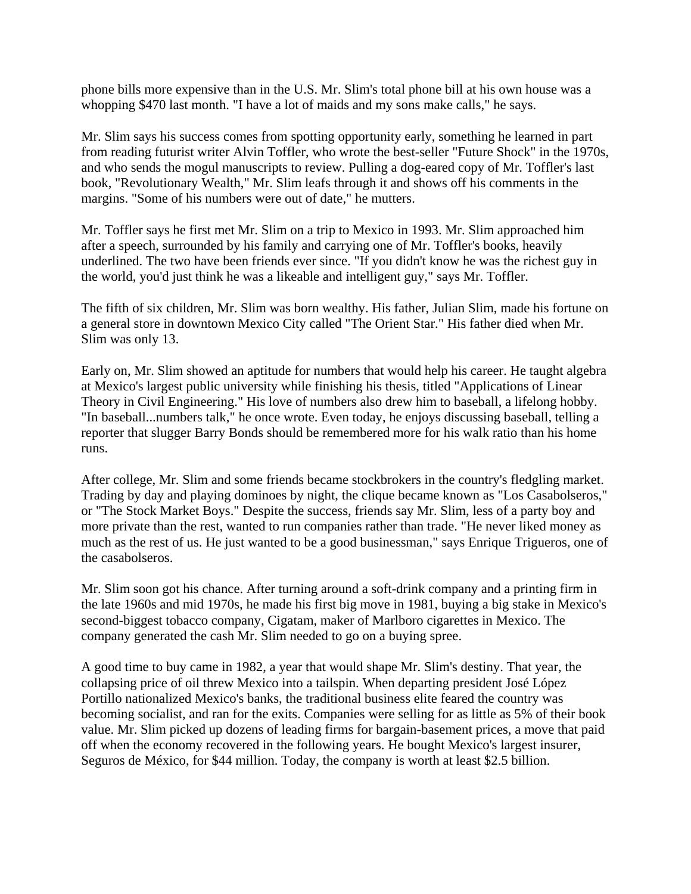phone bills more expensive than in the U.S. Mr. Slim's total phone bill at his own house was a whopping $470 last month. "I have a lot of maids and my sons make calls," he says.

Mr. Slim says his success comes from spotting opportunity early, something he learned in part from reading futurist writer Alvin Toffler, who wrote the best-seller "Future Shock" in the 1970s, and who sends the mogul manuscripts to review. Pulling a dog-eared copy of Mr. Toffler's last book, "Revolutionary Wealth," Mr. Slim leafs through it and shows off his comments in the margins. "Some of his numbers were out of date," he mutters.

Mr. Toffler says he first met Mr. Slim on a trip to Mexico in 1993. Mr. Slim approached him after a speech, surrounded by his family and carrying one of Mr. Toffler's books, heavily underlined. The two have been friends ever since. "If you didn't know he was the richest guy in the world, you'd just think he was a likeable and intelligent guy," says Mr. Toffler.

The fifth of six children, Mr. Slim was born wealthy. His father, Julian Slim, made his fortune on a general store in downtown Mexico City called "The Orient Star." His father died when Mr. Slim was only 13.

Early on, Mr. Slim showed an aptitude for numbers that would help his career. He taught algebra at Mexico's largest public university while finishing his thesis, titled "Applications of Linear Theory in Civil Engineering." His love of numbers also drew him to baseball, a lifelong hobby. "In baseball...numbers talk," he once wrote. Even today, he enjoys discussing baseball, telling a reporter that slugger Barry Bonds should be remembered more for his walk ratio than his home runs.

After college, Mr. Slim and some friends became stockbrokers in the country's fledgling market. Trading by day and playing dominoes by night, the clique became known as "Los Casabolseros," or "The Stock Market Boys." Despite the success, friends say Mr. Slim, less of a party boy and more private than the rest, wanted to run companies rather than trade. "He never liked money as much as the rest of us. He just wanted to be a good businessman," says Enrique Trigueros, one of the casabolseros.

Mr. Slim soon got his chance. After turning around a soft-drink company and a printing firm in the late 1960s and mid 1970s, he made his first big move in 1981, buying a big stake in Mexico's second-biggest tobacco company, Cigatam, maker of Marlboro cigarettes in Mexico. The company generated the cash Mr. Slim needed to go on a buying spree.

A good time to buy came in 1982, a year that would shape Mr. Slim's destiny. That year, the collapsing price of oil threw Mexico into a tailspin. When departing president José López Portillo nationalized Mexico's banks, the traditional business elite feared the country was becoming socialist, and ran for the exits. Companies were selling for as little as 5% of their book value. Mr. Slim picked up dozens of leading firms for bargain-basement prices, a move that paid off when the economy recovered in the following years. He bought Mexico's largest insurer, Seguros de México, for $44 million. Today, the company is worth at least $2.5 billion.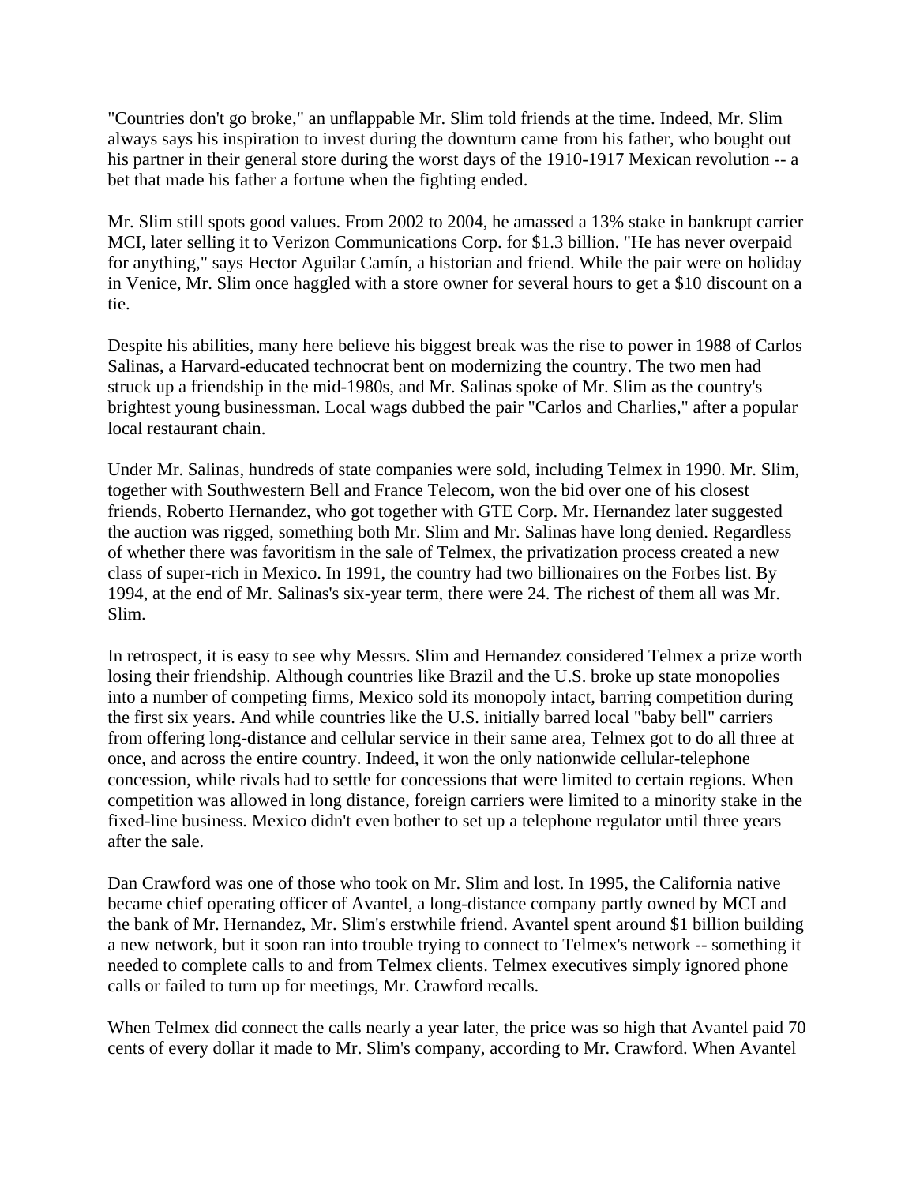"Countries don't go broke," an unflappable Mr. Slim told friends at the time. Indeed, Mr. Slim always says his inspiration to invest during the downturn came from his father, who bought out his partner in their general store during the worst days of the 1910-1917 Mexican revolution -- a bet that made his father a fortune when the fighting ended.

Mr. Slim still spots good values. From 2002 to 2004, he amassed a 13% stake in bankrupt carrier MCI, later selling it to Verizon Communications Corp. for $1.3 billion. "He has never overpaid for anything," says Hector Aguilar Camín, a historian and friend. While the pair were on holiday in Venice, Mr. Slim once haggled with a store owner for several hours to get a $10 discount on a tie.

Despite his abilities, many here believe his biggest break was the rise to power in 1988 of Carlos Salinas, a Harvard-educated technocrat bent on modernizing the country. The two men had struck up a friendship in the mid-1980s, and Mr. Salinas spoke of Mr. Slim as the country's brightest young businessman. Local wags dubbed the pair "Carlos and Charlies," after a popular local restaurant chain.

Under Mr. Salinas, hundreds of state companies were sold, including Telmex in 1990. Mr. Slim, together with Southwestern Bell and France Telecom, won the bid over one of his closest friends, Roberto Hernandez, who got together with GTE Corp. Mr. Hernandez later suggested the auction was rigged, something both Mr. Slim and Mr. Salinas have long denied. Regardless of whether there was favoritism in the sale of Telmex, the privatization process created a new class of super-rich in Mexico. In 1991, the country had two billionaires on the Forbes list. By 1994, at the end of Mr. Salinas's six-year term, there were 24. The richest of them all was Mr. Slim.

In retrospect, it is easy to see why Messrs. Slim and Hernandez considered Telmex a prize worth losing their friendship. Although countries like Brazil and the U.S. broke up state monopolies into a number of competing firms, Mexico sold its monopoly intact, barring competition during the first six years. And while countries like the U.S. initially barred local "baby bell" carriers from offering long-distance and cellular service in their same area, Telmex got to do all three at once, and across the entire country. Indeed, it won the only nationwide cellular-telephone concession, while rivals had to settle for concessions that were limited to certain regions. When competition was allowed in long distance, foreign carriers were limited to a minority stake in the fixed-line business. Mexico didn't even bother to set up a telephone regulator until three years after the sale.

Dan Crawford was one of those who took on Mr. Slim and lost. In 1995, the California native became chief operating officer of Avantel, a long-distance company partly owned by MCI and the bank of Mr. Hernandez, Mr. Slim's erstwhile friend. Avantel spent around $1 billion building a new network, but it soon ran into trouble trying to connect to Telmex's network -- something it needed to complete calls to and from Telmex clients. Telmex executives simply ignored phone calls or failed to turn up for meetings, Mr. Crawford recalls.

When Telmex did connect the calls nearly a year later, the price was so high that Avantel paid 70 cents of every dollar it made to Mr. Slim's company, according to Mr. Crawford. When Avantel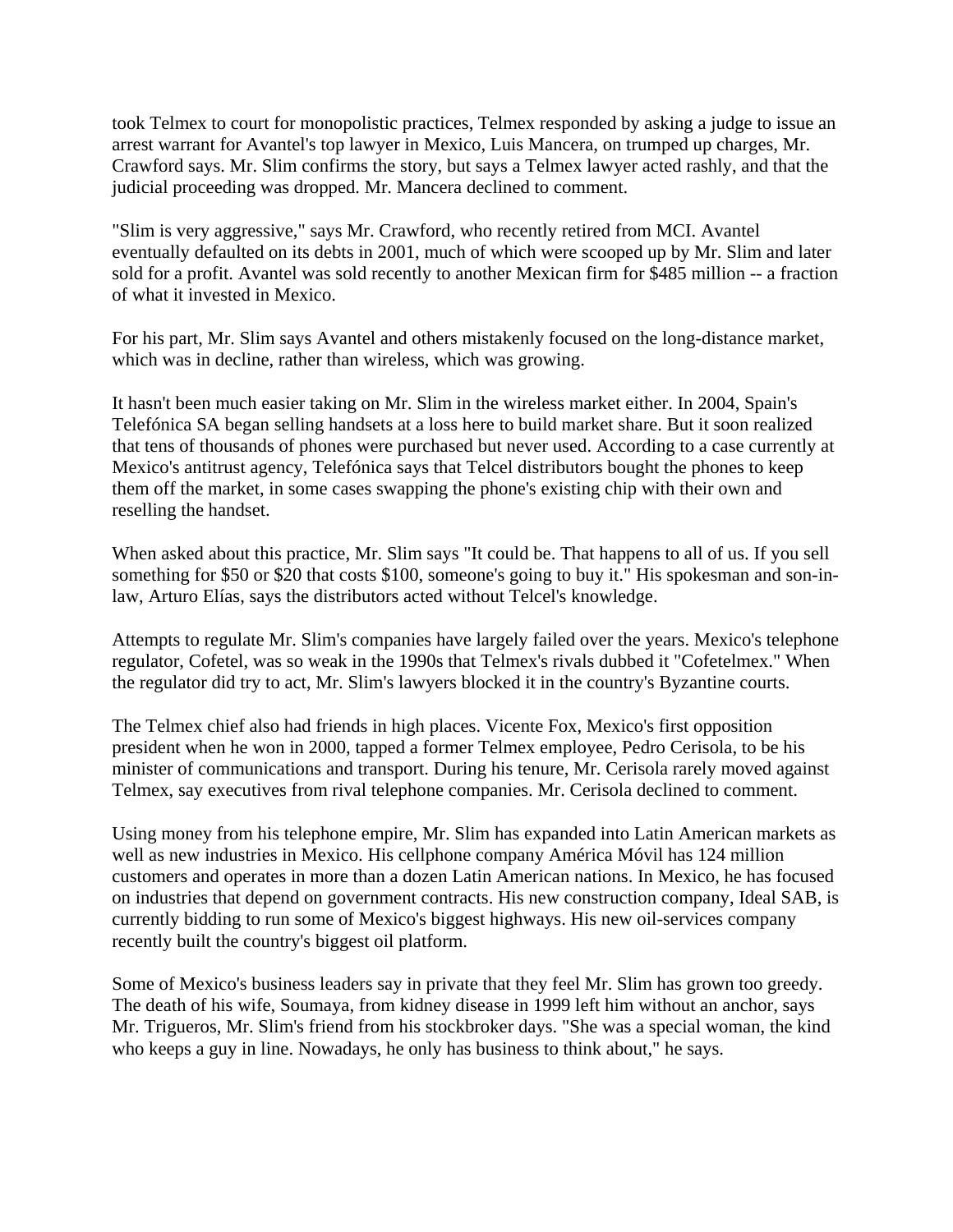took Telmex to court for monopolistic practices, Telmex responded by asking a judge to issue an arrest warrant for Avantel's top lawyer in Mexico, Luis Mancera, on trumped up charges, Mr. Crawford says. Mr. Slim confirms the story, but says a Telmex lawyer acted rashly, and that the judicial proceeding was dropped. Mr. Mancera declined to comment.

"Slim is very aggressive," says Mr. Crawford, who recently retired from MCI. Avantel eventually defaulted on its debts in 2001, much of which were scooped up by Mr. Slim and later sold for a profit. Avantel was sold recently to another Mexican firm for $485 million -- a fraction of what it invested in Mexico.

For his part, Mr. Slim says Avantel and others mistakenly focused on the long-distance market, which was in decline, rather than wireless, which was growing.

It hasn't been much easier taking on Mr. Slim in the wireless market either. In 2004, Spain's Telefónica SA began selling handsets at a loss here to build market share. But it soon realized that tens of thousands of phones were purchased but never used. According to a case currently at Mexico's antitrust agency, Telefónica says that Telcel distributors bought the phones to keep them off the market, in some cases swapping the phone's existing chip with their own and reselling the handset.

When asked about this practice, Mr. Slim says "It could be. That happens to all of us. If you sell something for $50 or $20 that costs $100, someone's going to buy it." His spokesman and son-in-law, Arturo Elías, says the distributors acted without Telcel's knowledge.

Attempts to regulate Mr. Slim's companies have largely failed over the years. Mexico's telephone regulator, Cofetel, was so weak in the 1990s that Telmex's rivals dubbed it "Cofetelmex." When the regulator did try to act, Mr. Slim's lawyers blocked it in the country's Byzantine courts.

The Telmex chief also had friends in high places. Vicente Fox, Mexico's first opposition president when he won in 2000, tapped a former Telmex employee, Pedro Cerisola, to be his minister of communications and transport. During his tenure, Mr. Cerisola rarely moved against Telmex, say executives from rival telephone companies. Mr. Cerisola declined to comment.

Using money from his telephone empire, Mr. Slim has expanded into Latin American markets as well as new industries in Mexico. His cellphone company América Móvil has 124 million customers and operates in more than a dozen Latin American nations. In Mexico, he has focused on industries that depend on government contracts. His new construction company, Ideal SAB, is currently bidding to run some of Mexico's biggest highways. His new oil-services company recently built the country's biggest oil platform.

Some of Mexico's business leaders say in private that they feel Mr. Slim has grown too greedy. The death of his wife, Soumaya, from kidney disease in 1999 left him without an anchor, says Mr. Trigueros, Mr. Slim's friend from his stockbroker days. "She was a special woman, the kind who keeps a guy in line. Nowadays, he only has business to think about," he says.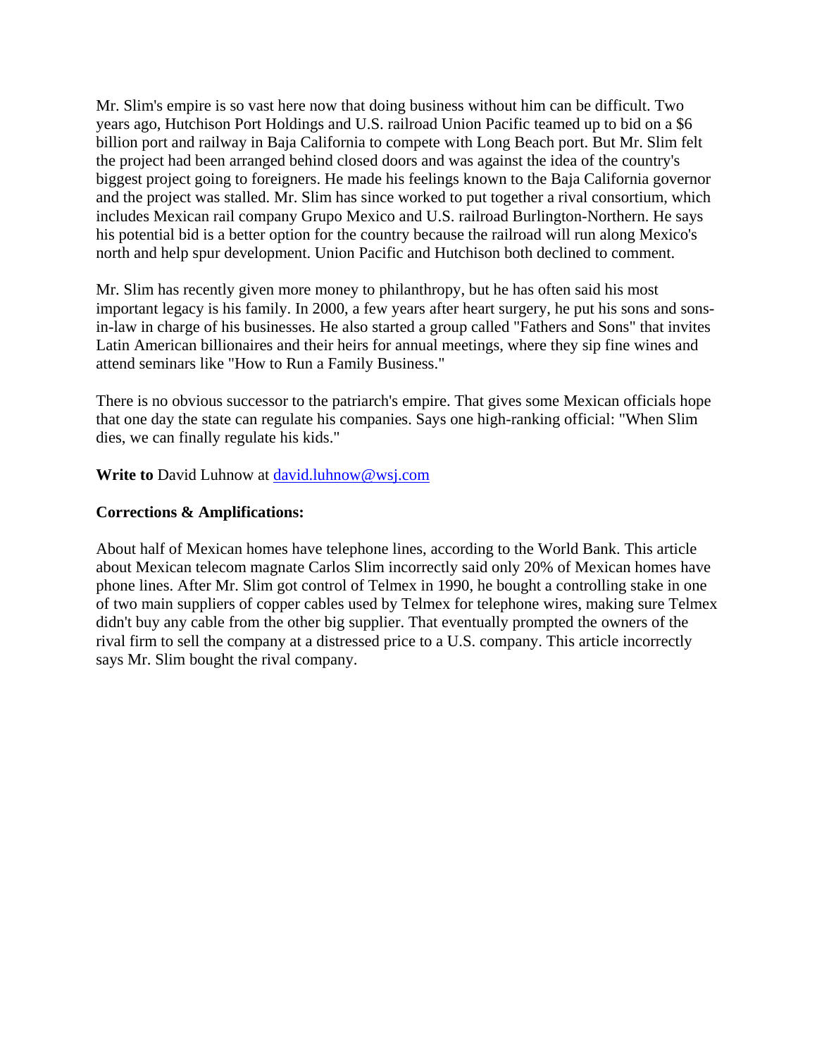Mr. Slim's empire is so vast here now that doing business without him can be difficult. Two years ago, Hutchison Port Holdings and U.S. railroad Union Pacific teamed up to bid on a $6 billion port and railway in Baja California to compete with Long Beach port. But Mr. Slim felt the project had been arranged behind closed doors and was against the idea of the country's biggest project going to foreigners. He made his feelings known to the Baja California governor and the project was stalled. Mr. Slim has since worked to put together a rival consortium, which includes Mexican rail company Grupo Mexico and U.S. railroad Burlington-Northern. He says his potential bid is a better option for the country because the railroad will run along Mexico's north and help spur development. Union Pacific and Hutchison both declined to comment.

Mr. Slim has recently given more money to philanthropy, but he has often said his most important legacy is his family. In 2000, a few years after heart surgery, he put his sons and sons-in-law in charge of his businesses. He also started a group called "Fathers and Sons" that invites Latin American billionaires and their heirs for annual meetings, where they sip fine wines and attend seminars like "How to Run a Family Business."

There is no obvious successor to the patriarch's empire. That gives some Mexican officials hope that one day the state can regulate his companies. Says one high-ranking official: "When Slim dies, we can finally regulate his kids."

**Write to** David Luhnow at [david.luhnow@wsj.com](mailto:david.luhnow@wsj.com)

**Corrections & Amplifications:**

About half of Mexican homes have telephone lines, according to the World Bank. This article about Mexican telecom magnate Carlos Slim incorrectly said only 20% of Mexican homes have phone lines. After Mr. Slim got control of Telmex in 1990, he bought a controlling stake in one of two main suppliers of copper cables used by Telmex for telephone wires, making sure Telmex didn't buy any cable from the other big supplier. That eventually prompted the owners of the rival firm to sell the company at a distressed price to a U.S. company. This article incorrectly says Mr. Slim bought the rival company.